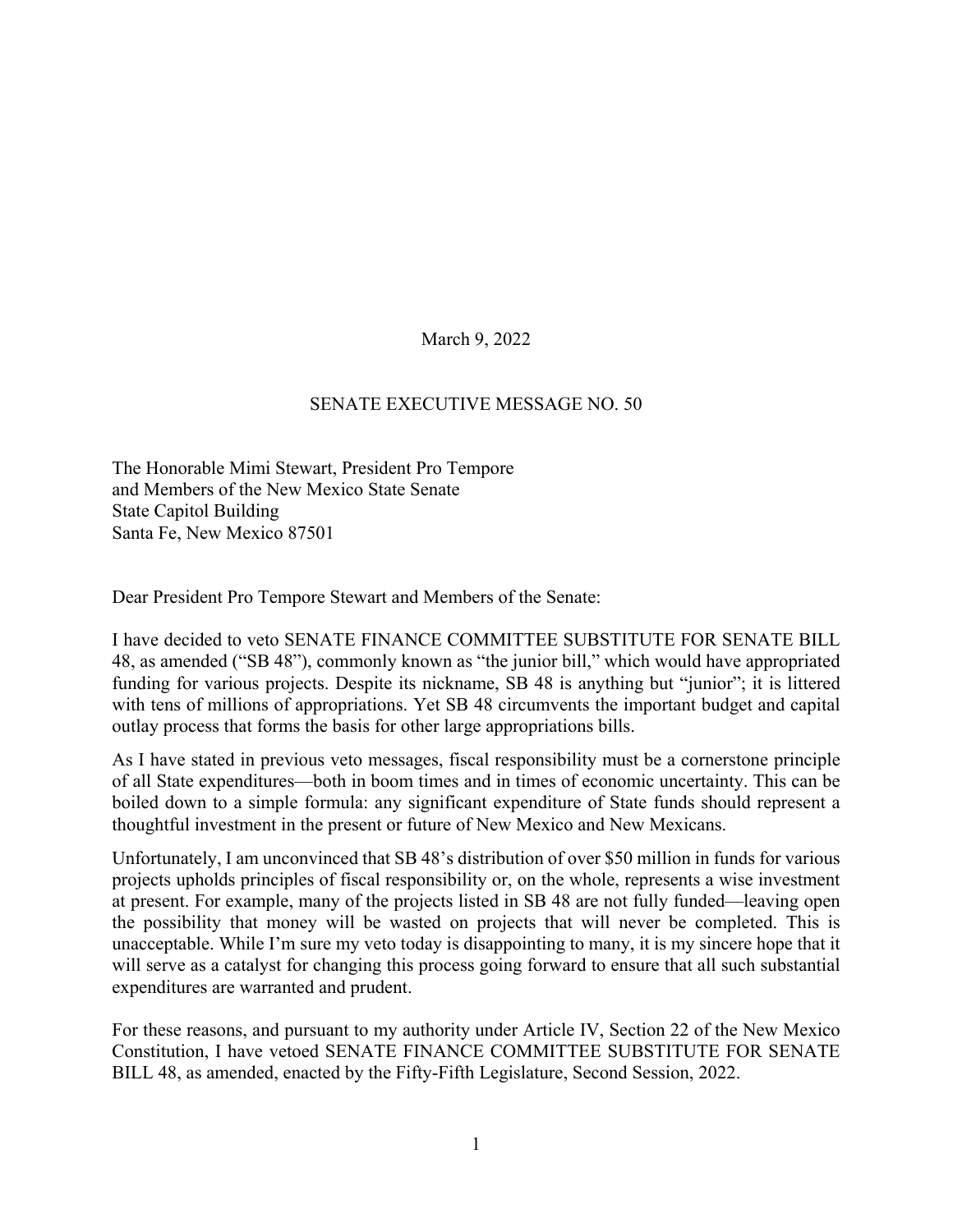March 9, 2022

SENATE EXECUTIVE MESSAGE NO. 50

The Honorable Mimi Stewart, President Pro Tempore
and Members of the New Mexico State Senate
State Capitol Building
Santa Fe, New Mexico 87501

Dear President Pro Tempore Stewart and Members of the Senate:

I have decided to veto SENATE FINANCE COMMITTEE SUBSTITUTE FOR SENATE BILL 48, as amended ("SB 48"), commonly known as "the junior bill," which would have appropriated funding for various projects. Despite its nickname, SB 48 is anything but "junior"; it is littered with tens of millions of appropriations. Yet SB 48 circumvents the important budget and capital outlay process that forms the basis for other large appropriations bills.

As I have stated in previous veto messages, fiscal responsibility must be a cornerstone principle of all State expenditures—both in boom times and in times of economic uncertainty. This can be boiled down to a simple formula: any significant expenditure of State funds should represent a thoughtful investment in the present or future of New Mexico and New Mexicans.

Unfortunately, I am unconvinced that SB 48's distribution of over $50 million in funds for various projects upholds principles of fiscal responsibility or, on the whole, represents a wise investment at present. For example, many of the projects listed in SB 48 are not fully funded—leaving open the possibility that money will be wasted on projects that will never be completed. This is unacceptable. While I'm sure my veto today is disappointing to many, it is my sincere hope that it will serve as a catalyst for changing this process going forward to ensure that all such substantial expenditures are warranted and prudent.

For these reasons, and pursuant to my authority under Article IV, Section 22 of the New Mexico Constitution, I have vetoed SENATE FINANCE COMMITTEE SUBSTITUTE FOR SENATE BILL 48, as amended, enacted by the Fifty-Fifth Legislature, Second Session, 2022.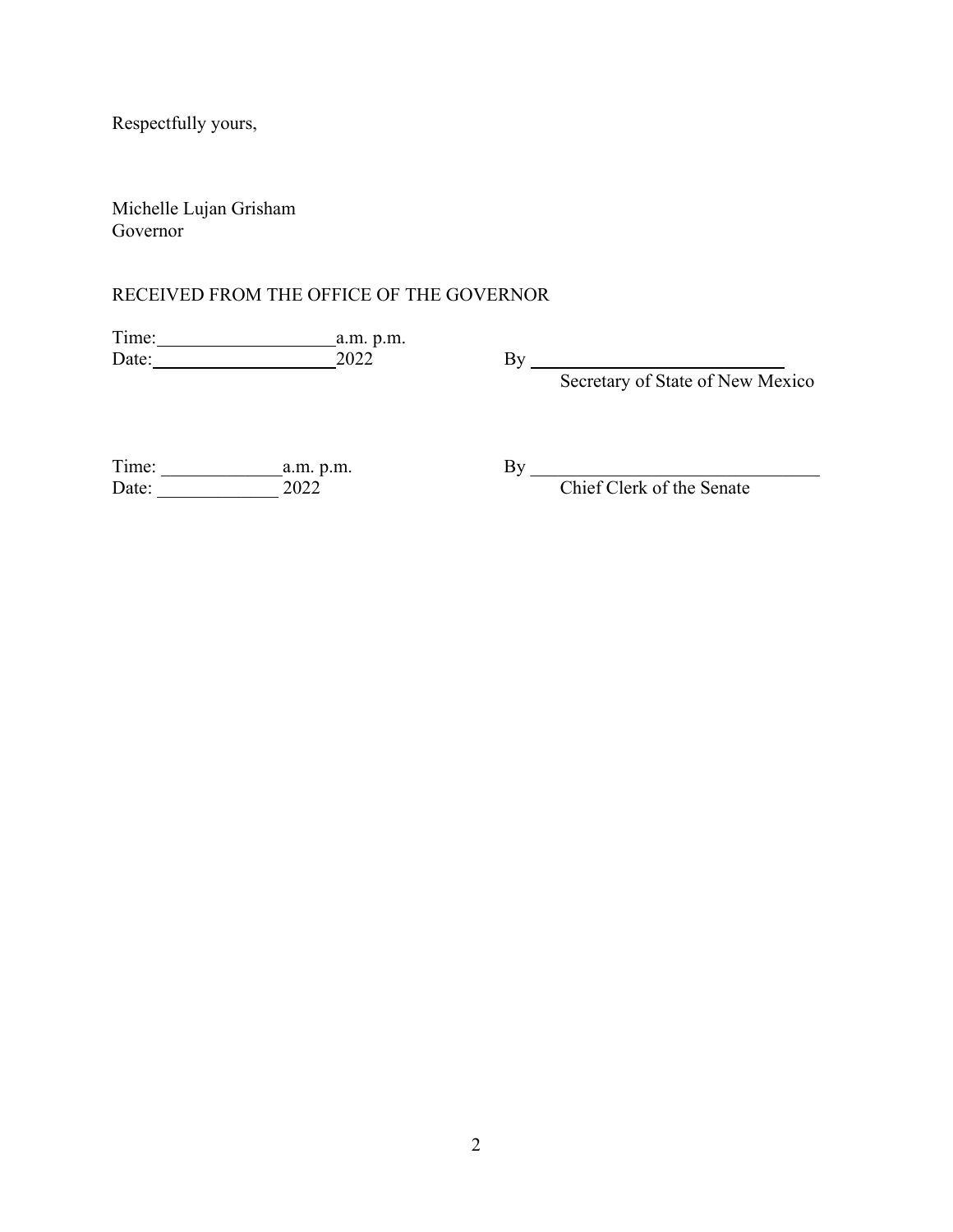Respectfully yours,

Michelle Lujan Grisham
Governor

RECEIVED FROM THE OFFICE OF THE GOVERNOR

Time:___________________a.m. p.m.
Date:____________________2022 By ____________________________
Secretary of State of New Mexico

Time: _____________a.m. p.m. By ________________________________
Date: _____________ 2022 Chief Clerk of the Senate